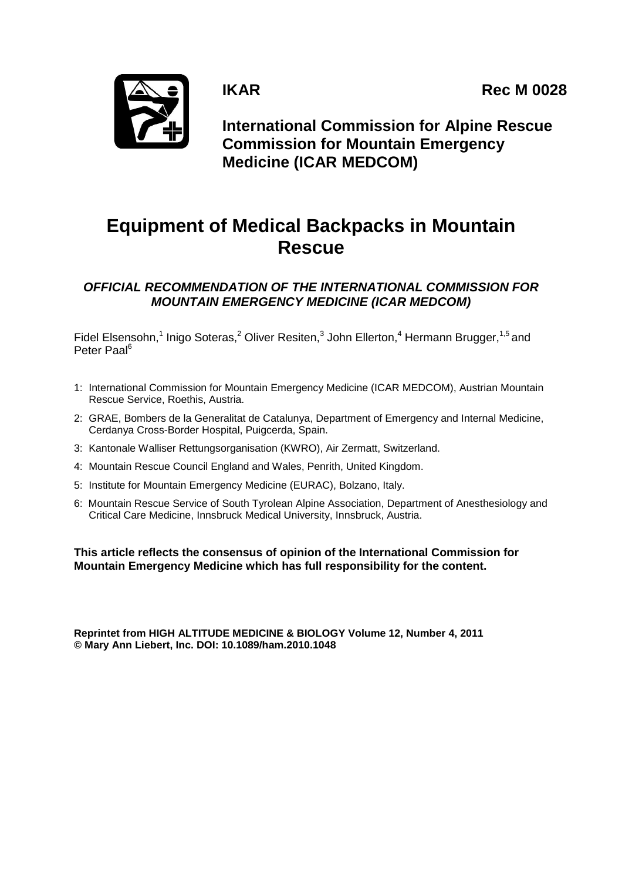**IKAR** **Rec M 0028**

**International Commission for Alpine Rescue Commission for Mountain Emergency Medicine (ICAR MEDCOM)**

# Equipment of Medical Backpacks in Mountain Rescue

***OFFICIAL RECOMMENDATION OF THE INTERNATIONAL COMMISSION FOR MOUNTAIN EMERGENCY MEDICINE (ICAR MEDCOM)***

Fidel Elsensohn,[1] Inigo Soteras,[2] Oliver Resiten,[3] John Ellerton,[4] Hermann Brugger,[1,5] and Peter Paal[6]

1: International Commission for Mountain Emergency Medicine (ICAR MEDCOM), Austrian Mountain Rescue Service, Roethis, Austria.

2: GRAE, Bombers de la Generalitat de Catalunya, Department of Emergency and Internal Medicine, Cerdanya Cross-Border Hospital, Puigcerda, Spain.

3: Kantonale Walliser Rettungsorganisation (KWRO), Air Zermatt, Switzerland.

4: Mountain Rescue Council England and Wales, Penrith, United Kingdom.

5: Institute for Mountain Emergency Medicine (EURAC), Bolzano, Italy.

6: Mountain Rescue Service of South Tyrolean Alpine Association, Department of Anesthesiology and Critical Care Medicine, Innsbruck Medical University, Innsbruck, Austria.

**This article reflects the consensus of opinion of the International Commission for Mountain Emergency Medicine which has full responsibility for the content.**

**Reprintet from HIGH ALTITUDE MEDICINE & BIOLOGY Volume 12, Number 4, 2011**
**© Mary Ann Liebert, Inc. DOI: 10.1089/ham.2010.1048**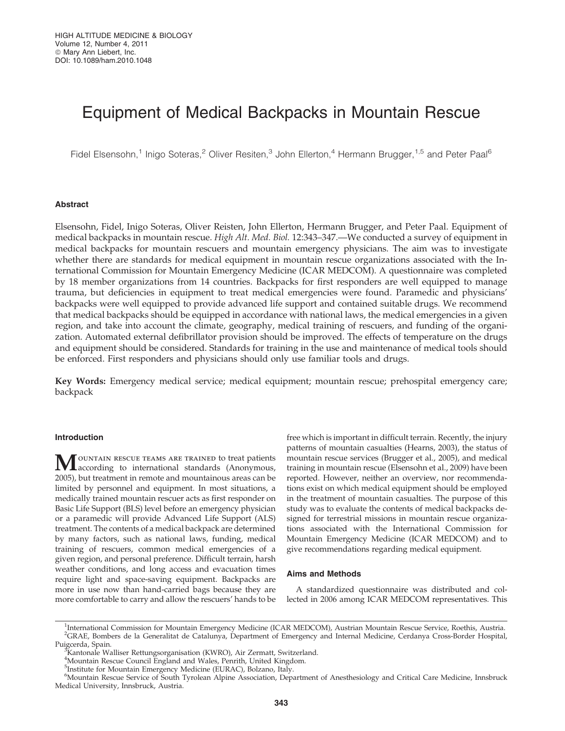# Equipment of Medical Backpacks in Mountain Rescue

Fidel Elsensohn,[1] Inigo Soteras,[2] Oliver Resiten,[3] John Ellerton,[4] Hermann Brugger,[1,5] and Peter Paal[6]

## Abstract

Elsensohn, Fidel, Inigo Soteras, Oliver Reisten, John Ellerton, Hermann Brugger, and Peter Paal. Equipment of medical backpacks in mountain rescue. *High Alt. Med. Biol.* 12:343–347.—We conducted a survey of equipment in medical backpacks for mountain rescuers and mountain emergency physicians. The aim was to investigate whether there are standards for medical equipment in mountain rescue organizations associated with the International Commission for Mountain Emergency Medicine (ICAR MEDCOM). A questionnaire was completed by 18 member organizations from 14 countries. Backpacks for first responders are well equipped to manage trauma, but deficiencies in equipment to treat medical emergencies were found. Paramedic and physicians' backpacks were well equipped to provide advanced life support and contained suitable drugs. We recommend that medical backpacks should be equipped in accordance with national laws, the medical emergencies in a given region, and take into account the climate, geography, medical training of rescuers, and funding of the organization. Automated external defibrillator provision should be improved. The effects of temperature on the drugs and equipment should be considered. Standards for training in the use and maintenance of medical tools should be enforced. First responders and physicians should only use familiar tools and drugs.

**Key Words:** Emergency medical service; medical equipment; mountain rescue; prehospital emergency care; backpack

## Introduction

Mountain rescue teams are trained to treat patients according to international standards (Anonymous, 2005), but treatment in remote and mountainous areas can be limited by personnel and equipment. In most situations, a medically trained mountain rescuer acts as first responder on Basic Life Support (BLS) level before an emergency physician or a paramedic will provide Advanced Life Support (ALS) treatment. The contents of a medical backpack are determined by many factors, such as national laws, funding, medical training of rescuers, common medical emergencies of a given region, and personal preference. Difficult terrain, harsh weather conditions, and long access and evacuation times require light and space-saving equipment. Backpacks are more in use now than hand-carried bags because they are more comfortable to carry and allow the rescuers' hands to be free which is important in difficult terrain. Recently, the injury patterns of mountain casualties (Hearns, 2003), the status of mountain rescue services (Brugger et al., 2005), and medical training in mountain rescue (Elsensohn et al., 2009) have been reported. However, neither an overview, nor recommendations exist on which medical equipment should be employed in the treatment of mountain casualties. The purpose of this study was to evaluate the contents of medical backpacks designed for terrestrial missions in mountain rescue organizations associated with the International Commission for Mountain Emergency Medicine (ICAR MEDCOM) and to give recommendations regarding medical equipment.

## Aims and Methods

A standardized questionnaire was distributed and collected in 2006 among ICAR MEDCOM representatives. This

---

[1]International Commission for Mountain Emergency Medicine (ICAR MEDCOM), Austrian Mountain Rescue Service, Roethis, Austria.
[2]GRAE, Bombers de la Generalitat de Catalunya, Department of Emergency and Internal Medicine, Cerdanya Cross-Border Hospital, Puigcerda, Spain.
[3]Kantonale Walliser Rettungsorganisation (KWRO), Air Zermatt, Switzerland.
[4]Mountain Rescue Council England and Wales, Penrith, United Kingdom.
[5]Institute for Mountain Emergency Medicine (EURAC), Bolzano, Italy.
[6]Mountain Rescue Service of South Tyrolean Alpine Association, Department of Anesthesiology and Critical Care Medicine, Innsbruck Medical University, Innsbruck, Austria.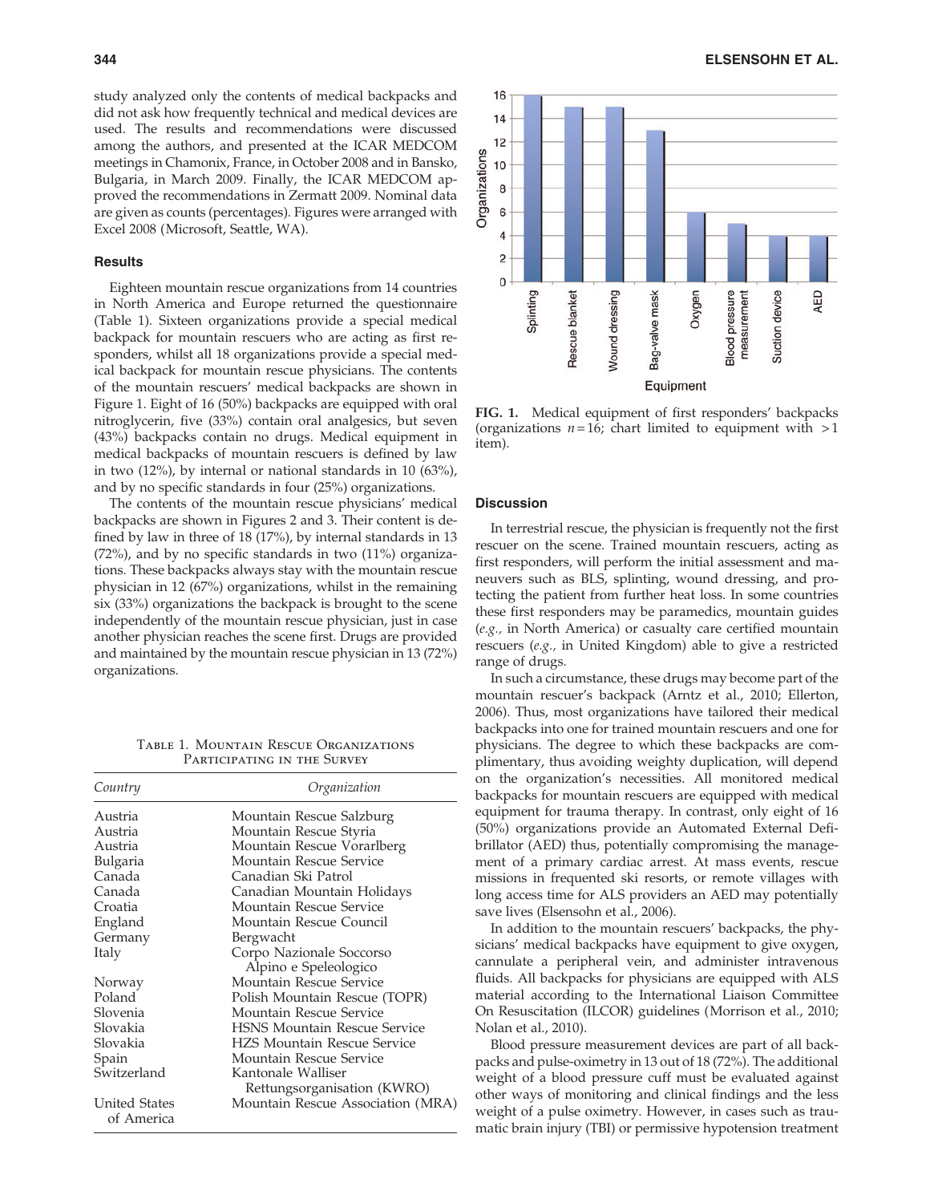study analyzed only the contents of medical backpacks and did not ask how frequently technical and medical devices are used. The results and recommendations were discussed among the authors, and presented at the ICAR MEDCOM meetings in Chamonix, France, in October 2008 and in Bansko, Bulgaria, in March 2009. Finally, the ICAR MEDCOM approved the recommendations in Zermatt 2009. Nominal data are given as counts (percentages). Figures were arranged with Excel 2008 (Microsoft, Seattle, WA).

### Results

Eighteen mountain rescue organizations from 14 countries in North America and Europe returned the questionnaire (Table 1). Sixteen organizations provide a special medical backpack for mountain rescuers who are acting as first responders, whilst all 18 organizations provide a special medical backpack for mountain rescue physicians. The contents of the mountain rescuers' medical backpacks are shown in Figure 1. Eight of 16 (50%) backpacks are equipped with oral nitroglycerin, five (33%) contain oral analgesics, but seven (43%) backpacks contain no drugs. Medical equipment in medical backpacks of mountain rescuers is defined by law in two (12%), by internal or national standards in 10 (63%), and by no specific standards in four (25%) organizations.

The contents of the mountain rescue physicians' medical backpacks are shown in Figures 2 and 3. Their content is defined by law in three of 18 (17%), by internal standards in 13 (72%), and by no specific standards in two (11%) organizations. These backpacks always stay with the mountain rescue physician in 12 (67%) organizations, whilst in the remaining six (33%) organizations the backpack is brought to the scene independently of the mountain rescue physician, just in case another physician reaches the scene first. Drugs are provided and maintained by the mountain rescue physician in 13 (72%) organizations.

Table 1. Mountain Rescue Organizations Participating in the Survey

| Country | Organization |
|---|---|
| Austria | Mountain Rescue Salzburg |
| Austria | Mountain Rescue Styria |
| Austria | Mountain Rescue Vorarlberg |
| Bulgaria | Mountain Rescue Service |
| Canada | Canadian Ski Patrol |
| Canada | Canadian Mountain Holidays |
| Croatia | Mountain Rescue Service |
| England | Mountain Rescue Council |
| Germany | Bergwacht |
| Italy | Corpo Nazionale Soccorso Alpino e Speleologico |
| Norway | Mountain Rescue Service |
| Poland | Polish Mountain Rescue (TOPR) |
| Slovenia | Mountain Rescue Service |
| Slovakia | HSNS Mountain Rescue Service |
| Slovakia | HZS Mountain Rescue Service |
| Spain | Mountain Rescue Service |
| Switzerland | Kantonale Walliser Rettungsorganisation (KWRO) |
| United States of America | Mountain Rescue Association (MRA) |

FIG. 1. Medical equipment of first responders' backpacks (organizations $n = 16$; chart limited to equipment with $>1$ item).

### Discussion

In terrestrial rescue, the physician is frequently not the first rescuer on the scene. Trained mountain rescuers, acting as first responders, will perform the initial assessment and maneuvers such as BLS, splinting, wound dressing, and protecting the patient from further heat loss. In some countries these first responders may be paramedics, mountain guides (*e.g.,* in North America) or casualty care certified mountain rescuers (*e.g.,* in United Kingdom) able to give a restricted range of drugs.

In such a circumstance, these drugs may become part of the mountain rescuer's backpack (Arntz et al., 2010; Ellerton, 2006). Thus, most organizations have tailored their medical backpacks into one for trained mountain rescuers and one for physicians. The degree to which these backpacks are complimentary, thus avoiding weighty duplication, will depend on the organization's necessities. All monitored medical backpacks for mountain rescuers are equipped with medical equipment for trauma therapy. In contrast, only eight of 16 (50%) organizations provide an Automated External Defibrillator (AED) thus, potentially compromising the management of a primary cardiac arrest. At mass events, rescue missions in frequented ski resorts, or remote villages with long access time for ALS providers an AED may potentially save lives (Elsensohn et al., 2006).

In addition to the mountain rescuers' backpacks, the physicians' medical backpacks have equipment to give oxygen, cannulate a peripheral vein, and administer intravenous fluids. All backpacks for physicians are equipped with ALS material according to the International Liaison Committee On Resuscitation (ILCOR) guidelines (Morrison et al., 2010; Nolan et al., 2010).

Blood pressure measurement devices are part of all backpacks and pulse-oximetry in 13 out of 18 (72%). The additional weight of a blood pressure cuff must be evaluated against other ways of monitoring and clinical findings and the less weight of a pulse oximetry. However, in cases such as traumatic brain injury (TBI) or permissive hypotension treatment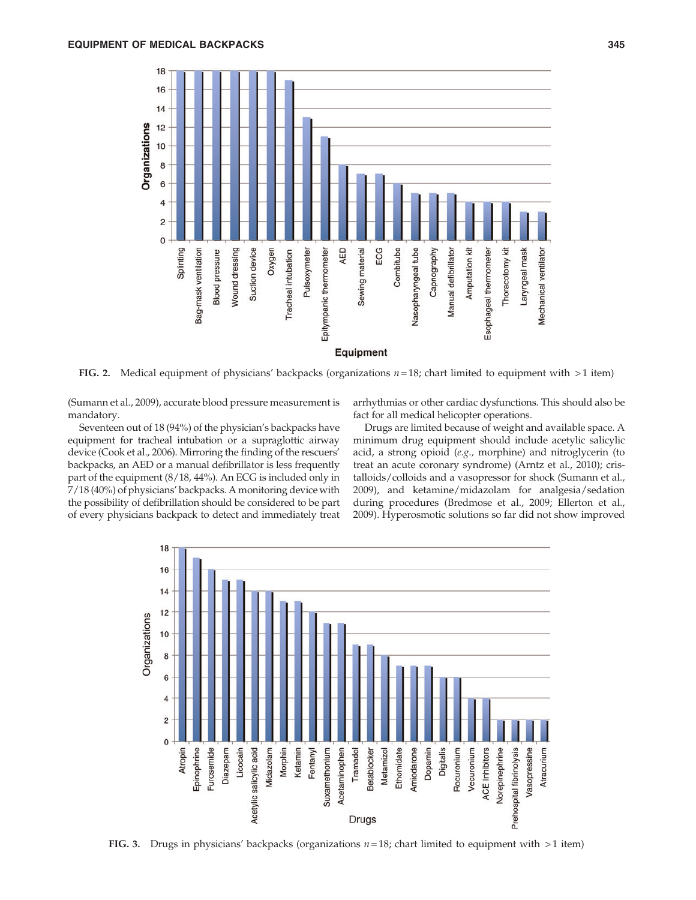FIG. 2. Medical equipment of physicians' backpacks (organizations $n = 18$; chart limited to equipment with >1 item)

(Sumann et al., 2009), accurate blood pressure measurement is mandatory.

Seventeen out of 18 (94%) of the physician's backpacks have equipment for tracheal intubation or a supraglottic airway device (Cook et al., 2006). Mirroring the finding of the rescuers' backpacks, an AED or a manual defibrillator is less frequently part of the equipment (8/18, 44%). An ECG is included only in 7/18 (40%) of physicians' backpacks. A monitoring device with the possibility of defibrillation should be considered to be part of every physicians backpack to detect and immediately treat arrhythmias or other cardiac dysfunctions. This should also be fact for all medical helicopter operations.

Drugs are limited because of weight and available space. A minimum drug equipment should include acetylic salicylic acid, a strong opioid (*e.g.,* morphine) and nitroglycerin (to treat an acute coronary syndrome) (Arntz et al., 2010); cristalloids/colloids and a vasopressor for shock (Sumann et al., 2009), and ketamine/midazolam for analgesia/sedation during procedures (Bredmose et al., 2009; Ellerton et al., 2009). Hyperosmotic solutions so far did not show improved

FIG. 3. Drugs in physicians' backpacks (organizations $n = 18$; chart limited to equipment with >1 item)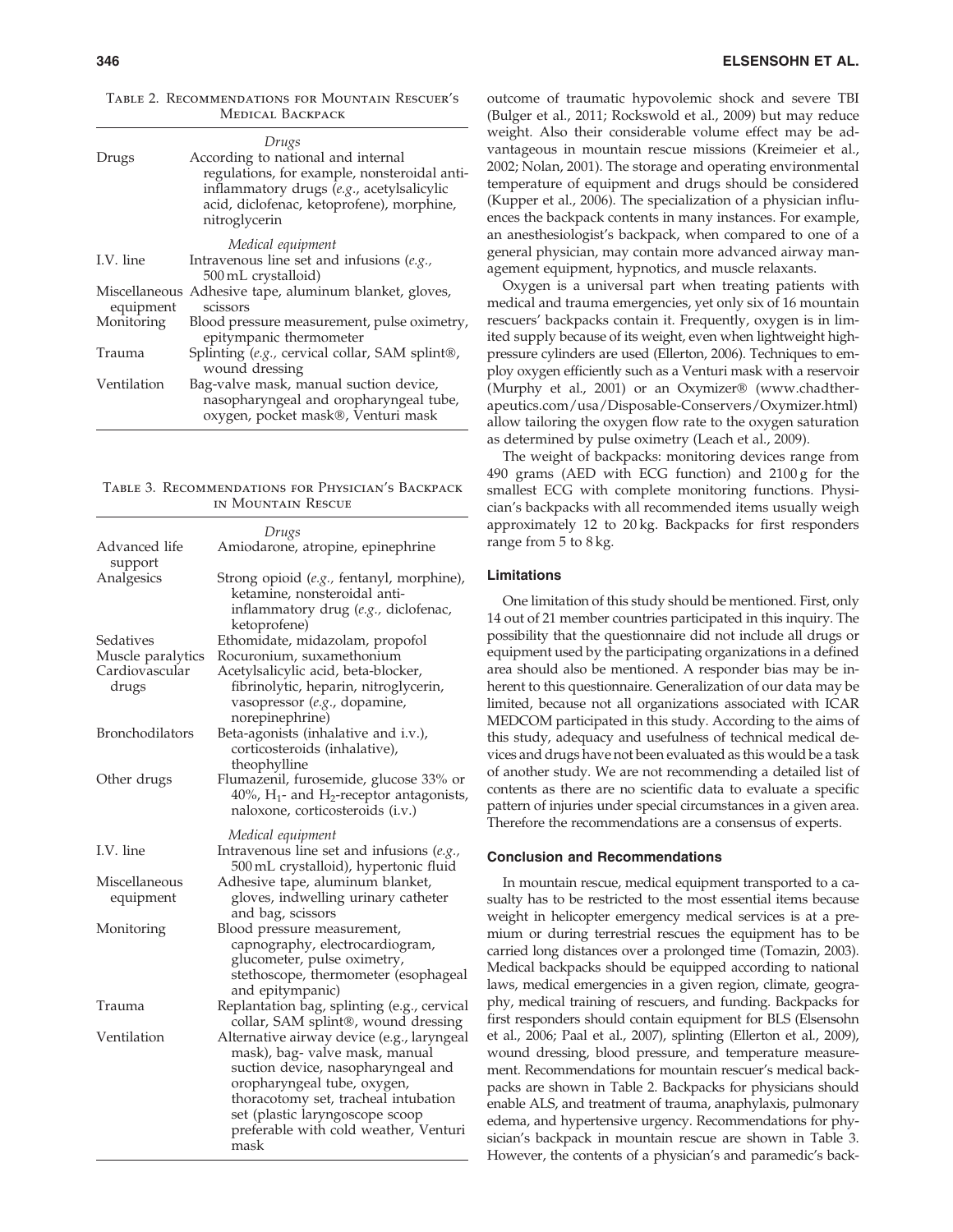Table 2. Recommendations for Mountain Rescuer's Medical Backpack

| | |
|---|---|
| | *Drugs* |
| Drugs | According to national and internal regulations, for example, nonsteroidal anti-inflammatory drugs (*e.g.*, acetylsalicylic acid, diclofenac, ketoprofene), morphine, nitroglycerin |
| | *Medical equipment* |
| I.V. line | Intravenous line set and infusions (*e.g.*, 500 mL crystalloid) |
| Miscellaneous equipment | Adhesive tape, aluminum blanket, gloves, scissors |
| Monitoring | Blood pressure measurement, pulse oximetry, epitympanic thermometer |
| Trauma | Splinting (*e.g.*, cervical collar, SAM splint®, wound dressing |
| Ventilation | Bag-valve mask, manual suction device, nasopharyngeal and oropharyngeal tube, oxygen, pocket mask®, Venturi mask |

Table 3. Recommendations for Physician's Backpack in Mountain Rescue

| | |
|---|---|
| | *Drugs* |
| Advanced life support | Amiodarone, atropine, epinephrine |
| Analgesics | Strong opioid (*e.g.*, fentanyl, morphine), ketamine, nonsteroidal anti-inflammatory drug (*e.g.*, diclofenac, ketoprofene) |
| Sedatives | Ethomidate, midazolam, propofol |
| Muscle paralytics | Rocuronium, suxamethonium |
| Cardiovascular drugs | Acetylsalicylic acid, beta-blocker, fibrinolytic, heparin, nitroglycerin, vasopressor (*e.g.*, dopamine, norepinephrine) |
| Bronchodilators | Beta-agonists (inhalative and i.v.), corticosteroids (inhalative), theophylline |
| Other drugs | Flumazenil, furosemide, glucose 33% or 40%, $H_1$- and $H_2$-receptor antagonists, naloxone, corticosteroids (i.v.) |
| | *Medical equipment* |
| I.V. line | Intravenous line set and infusions (*e.g.*, 500 mL crystalloid), hypertonic fluid |
| Miscellaneous equipment | Adhesive tape, aluminum blanket, gloves, indwelling urinary catheter and bag, scissors |
| Monitoring | Blood pressure measurement, capnography, electrocardiogram, glucometer, pulse oximetry, stethoscope, thermometer (esophageal and epitympanic) |
| Trauma | Replantation bag, splinting (e.g., cervical collar, SAM splint®, wound dressing |
| Ventilation | Alternative airway device (e.g., laryngeal mask), bag- valve mask, manual suction device, nasopharyngeal and oropharyngeal tube, oxygen, thoracotomy set, tracheal intubation set (plastic laryngoscope scoop preferable with cold weather, Venturi mask |

outcome of traumatic hypovolemic shock and severe TBI (Bulger et al., 2011; Rockswold et al., 2009) but may reduce weight. Also their considerable volume effect may be advantageous in mountain rescue missions (Kreimeier et al., 2002; Nolan, 2001). The storage and operating environmental temperature of equipment and drugs should be considered (Kupper et al., 2006). The specialization of a physician influences the backpack contents in many instances. For example, an anesthesiologist's backpack, when compared to one of a general physician, may contain more advanced airway management equipment, hypnotics, and muscle relaxants.

Oxygen is a universal part when treating patients with medical and trauma emergencies, yet only six of 16 mountain rescuers' backpacks contain it. Frequently, oxygen is in limited supply because of its weight, even when lightweight high-pressure cylinders are used (Ellerton, 2006). Techniques to employ oxygen efficiently such as a Venturi mask with a reservoir (Murphy et al., 2001) or an Oxymizer® (www.chadtherapeutics.com/usa/Disposable-Conservers/Oxymizer.html) allow tailoring the oxygen flow rate to the oxygen saturation as determined by pulse oximetry (Leach et al., 2009).

The weight of backpacks: monitoring devices range from 490 grams (AED with ECG function) and 2100 g for the smallest ECG with complete monitoring functions. Physician's backpacks with all recommended items usually weigh approximately 12 to 20 kg. Backpacks for first responders range from 5 to 8 kg.

### Limitations

One limitation of this study should be mentioned. First, only 14 out of 21 member countries participated in this inquiry. The possibility that the questionnaire did not include all drugs or equipment used by the participating organizations in a defined area should also be mentioned. A responder bias may be inherent to this questionnaire. Generalization of our data may be limited, because not all organizations associated with ICAR MEDCOM participated in this study. According to the aims of this study, adequacy and usefulness of technical medical devices and drugs have not been evaluated as this would be a task of another study. We are not recommending a detailed list of contents as there are no scientific data to evaluate a specific pattern of injuries under special circumstances in a given area. Therefore the recommendations are a consensus of experts.

### Conclusion and Recommendations

In mountain rescue, medical equipment transported to a casualty has to be restricted to the most essential items because weight in helicopter emergency medical services is at a premium or during terrestrial rescues the equipment has to be carried long distances over a prolonged time (Tomazin, 2003). Medical backpacks should be equipped according to national laws, medical emergencies in a given region, climate, geography, medical training of rescuers, and funding. Backpacks for first responders should contain equipment for BLS (Elsensohn et al., 2006; Paal et al., 2007), splinting (Ellerton et al., 2009), wound dressing, blood pressure, and temperature measurement. Recommendations for mountain rescuer's medical backpacks are shown in Table 2. Backpacks for physicians should enable ALS, and treatment of trauma, anaphylaxis, pulmonary edema, and hypertensive urgency. Recommendations for physician's backpack in mountain rescue are shown in Table 3. However, the contents of a physician's and paramedic's back-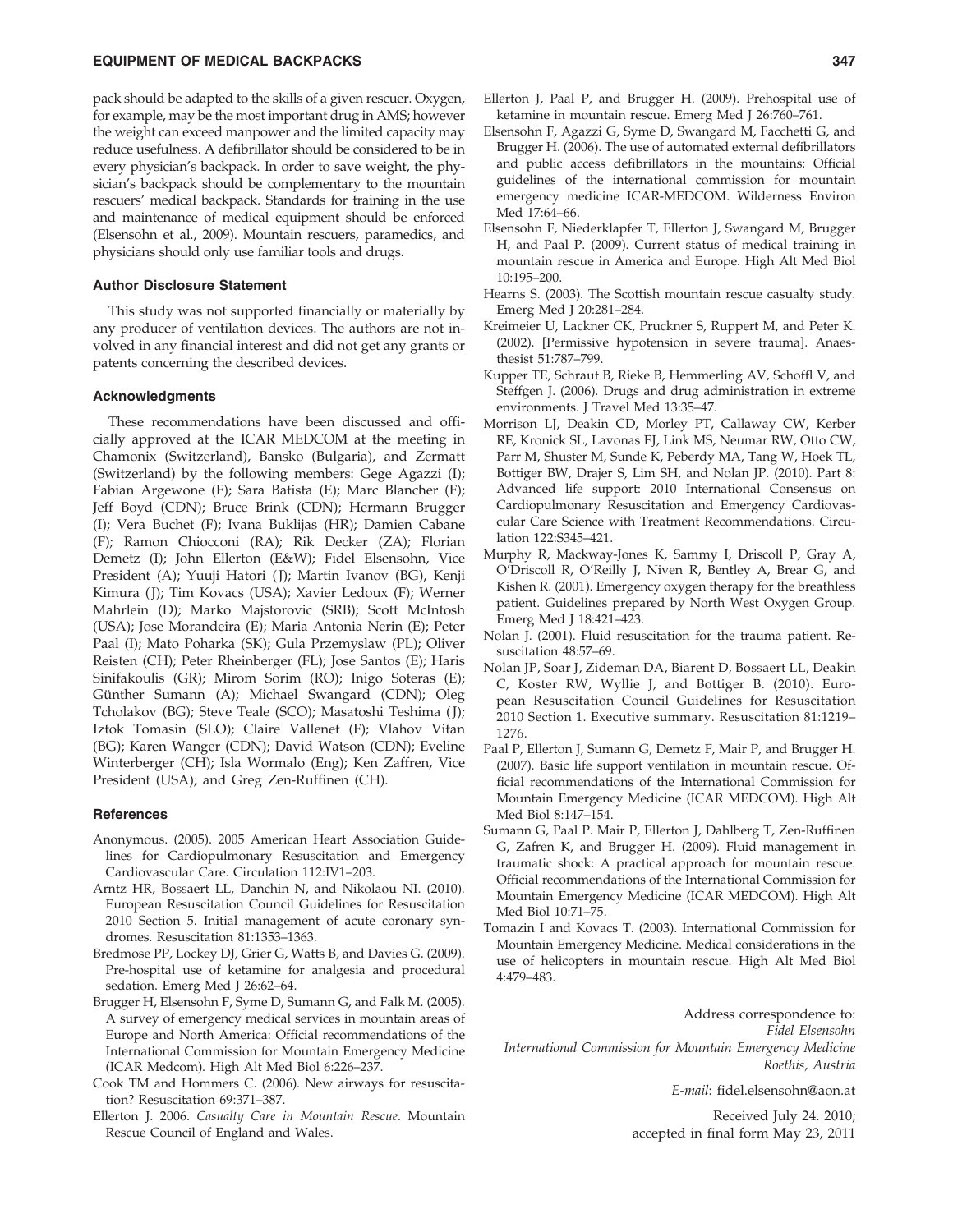pack should be adapted to the skills of a given rescuer. Oxygen, for example, may be the most important drug in AMS; however the weight can exceed manpower and the limited capacity may reduce usefulness. A defibrillator should be considered to be in every physician's backpack. In order to save weight, the physician's backpack should be complementary to the mountain rescuers' medical backpack. Standards for training in the use and maintenance of medical equipment should be enforced (Elsensohn et al., 2009). Mountain rescuers, paramedics, and physicians should only use familiar tools and drugs.

### Author Disclosure Statement

This study was not supported financially or materially by any producer of ventilation devices. The authors are not involved in any financial interest and did not get any grants or patents concerning the described devices.

### Acknowledgments

These recommendations have been discussed and officially approved at the ICAR MEDCOM at the meeting in Chamonix (Switzerland), Bansko (Bulgaria), and Zermatt (Switzerland) by the following members: Gege Agazzi (I); Fabian Argewone (F); Sara Batista (E); Marc Blancher (F); Jeff Boyd (CDN); Bruce Brink (CDN); Hermann Brugger (I); Vera Buchet (F); Ivana Buklijas (HR); Damien Cabane (F); Ramon Chiocconi (RA); Rik Decker (ZA); Florian Demetz (I); John Ellerton (E&W); Fidel Elsensohn, Vice President (A); Yuuji Hatori (J); Martin Ivanov (BG), Kenji Kimura (J); Tim Kovacs (USA); Xavier Ledoux (F); Werner Mahrlein (D); Marko Majstorovic (SRB); Scott McIntosh (USA); Jose Morandeira (E); Maria Antonia Nerin (E); Peter Paal (I); Mato Poharka (SK); Gula Przemyslaw (PL); Oliver Reisten (CH); Peter Rheinberger (FL); Jose Santos (E); Haris Sinifakoulis (GR); Mirom Sorim (RO); Inigo Soteras (E); Günther Sumann (A); Michael Swangard (CDN); Oleg Tcholakov (BG); Steve Teale (SCO); Masatoshi Teshima (J); Iztok Tomasin (SLO); Claire Vallenet (F); Vlahov Vitan (BG); Karen Wanger (CDN); David Watson (CDN); Eveline Winterberger (CH); Isla Wormalo (Eng); Ken Zaffren, Vice President (USA); and Greg Zen-Ruffinen (CH).

### References

Anonymous. (2005). 2005 American Heart Association Guidelines for Cardiopulmonary Resuscitation and Emergency Cardiovascular Care. Circulation 112:IV1–203.

Arntz HR, Bossaert LL, Danchin N, and Nikolaou NI. (2010). European Resuscitation Council Guidelines for Resuscitation 2010 Section 5. Initial management of acute coronary syndromes. Resuscitation 81:1353–1363.

Bredmose PP, Lockey DJ, Grier G, Watts B, and Davies G. (2009). Pre-hospital use of ketamine for analgesia and procedural sedation. Emerg Med J 26:62–64.

Brugger H, Elsensohn F, Syme D, Sumann G, and Falk M. (2005). A survey of emergency medical services in mountain areas of Europe and North America: Official recommendations of the International Commission for Mountain Emergency Medicine (ICAR Medcom). High Alt Med Biol 6:226–237.

Cook TM and Hommers C. (2006). New airways for resuscitation? Resuscitation 69:371–387.

Ellerton J. 2006. *Casualty Care in Mountain Rescue*. Mountain Rescue Council of England and Wales.

Ellerton J, Paal P, and Brugger H. (2009). Prehospital use of ketamine in mountain rescue. Emerg Med J 26:760–761.

Elsensohn F, Agazzi G, Syme D, Swangard M, Facchetti G, and Brugger H. (2006). The use of automated external defibrillators and public access defibrillators in the mountains: Official guidelines of the international commission for mountain emergency medicine ICAR-MEDCOM. Wilderness Environ Med 17:64–66.

Elsensohn F, Niederklapfer T, Ellerton J, Swangard M, Brugger H, and Paal P. (2009). Current status of medical training in mountain rescue in America and Europe. High Alt Med Biol 10:195–200.

Hearns S. (2003). The Scottish mountain rescue casualty study. Emerg Med J 20:281–284.

Kreimeier U, Lackner CK, Pruckner S, Ruppert M, and Peter K. (2002). [Permissive hypotension in severe trauma]. Anaesthesist 51:787–799.

Kupper TE, Schraut B, Rieke B, Hemmerling AV, Schoffl V, and Steffgen J. (2006). Drugs and drug administration in extreme environments. J Travel Med 13:35–47.

Morrison LJ, Deakin CD, Morley PT, Callaway CW, Kerber RE, Kronick SL, Lavonas EJ, Link MS, Neumar RW, Otto CW, Parr M, Shuster M, Sunde K, Peberdy MA, Tang W, Hoek TL, Bottiger BW, Drajer S, Lim SH, and Nolan JP. (2010). Part 8: Advanced life support: 2010 International Consensus on Cardiopulmonary Resuscitation and Emergency Cardiovascular Care Science with Treatment Recommendations. Circulation 122:S345–421.

Murphy R, Mackway-Jones K, Sammy I, Driscoll P, Gray A, O'Driscoll R, O'Reilly J, Niven R, Bentley A, Brear G, and Kishen R. (2001). Emergency oxygen therapy for the breathless patient. Guidelines prepared by North West Oxygen Group. Emerg Med J 18:421–423.

Nolan J. (2001). Fluid resuscitation for the trauma patient. Resuscitation 48:57–69.

Nolan JP, Soar J, Zideman DA, Biarent D, Bossaert LL, Deakin C, Koster RW, Wyllie J, and Bottiger B. (2010). European Resuscitation Council Guidelines for Resuscitation 2010 Section 1. Executive summary. Resuscitation 81:1219–1276.

Paal P, Ellerton J, Sumann G, Demetz F, Mair P, and Brugger H. (2007). Basic life support ventilation in mountain rescue. Official recommendations of the International Commission for Mountain Emergency Medicine (ICAR MEDCOM). High Alt Med Biol 8:147–154.

Sumann G, Paal P, Mair P, Ellerton J, Dahlberg T, Zen-Ruffinen G, Zafren K, and Brugger H. (2009). Fluid management in traumatic shock: A practical approach for mountain rescue. Official recommendations of the International Commission for Mountain Emergency Medicine (ICAR MEDCOM). High Alt Med Biol 10:71–75.

Tomazin I and Kovacs T. (2003). International Commission for Mountain Emergency Medicine. Medical considerations in the use of helicopters in mountain rescue. High Alt Med Biol 4:479–483.

Address correspondence to:
*Fidel Elsensohn*
*International Commission for Mountain Emergency Medicine*
*Roethis, Austria*

*E-mail*: fidel.elsensohn@aon.at

Received July 24. 2010;
accepted in final form May 23, 2011